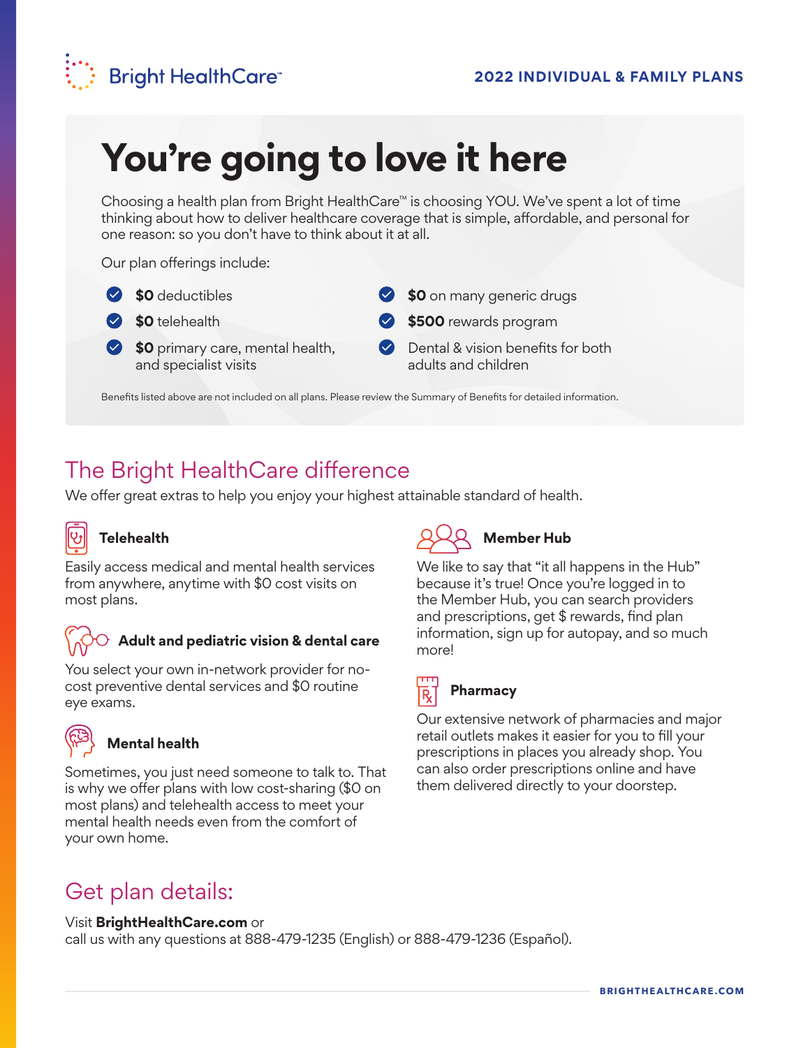Bright HealthCare™

2022 INDIVIDUAL & FAMILY PLANS

# You're going to love it here

Choosing a health plan from Bright HealthCare™ is choosing YOU. We've spent a lot of time thinking about how to deliver healthcare coverage that is simple, affordable, and personal for one reason: so you don't have to think about it at all.

Our plan offerings include:

- **$0** deductibles
- **$0** telehealth
- **$0** primary care, mental health, and specialist visits
- **$0** on many generic drugs
- **$500** rewards program
- Dental & vision benefits for both adults and children

Benefits listed above are not included on all plans. Please review the Summary of Benefits for detailed information.

## The Bright HealthCare difference

We offer great extras to help you enjoy your highest attainable standard of health.

### Telehealth

Easily access medical and mental health services from anywhere, anytime with $0 cost visits on most plans.

### Adult and pediatric vision & dental care

You select your own in-network provider for no-cost preventive dental services and $0 routine eye exams.

### Mental health

Sometimes, you just need someone to talk to. That is why we offer plans with low cost-sharing ($0 on most plans) and telehealth access to meet your mental health needs even from the comfort of your own home.

### Member Hub

We like to say that "it all happens in the Hub" because it's true! Once you're logged in to the Member Hub, you can search providers and prescriptions, get $ rewards, find plan information, sign up for autopay, and so much more!

### Pharmacy

Our extensive network of pharmacies and major retail outlets makes it easier for you to fill your prescriptions in places you already shop. You can also order prescriptions online and have them delivered directly to your doorstep.

## Get plan details:

Visit **BrightHealthCare.com** or
call us with any questions at 888-479-1235 (English) or 888-479-1236 (Español).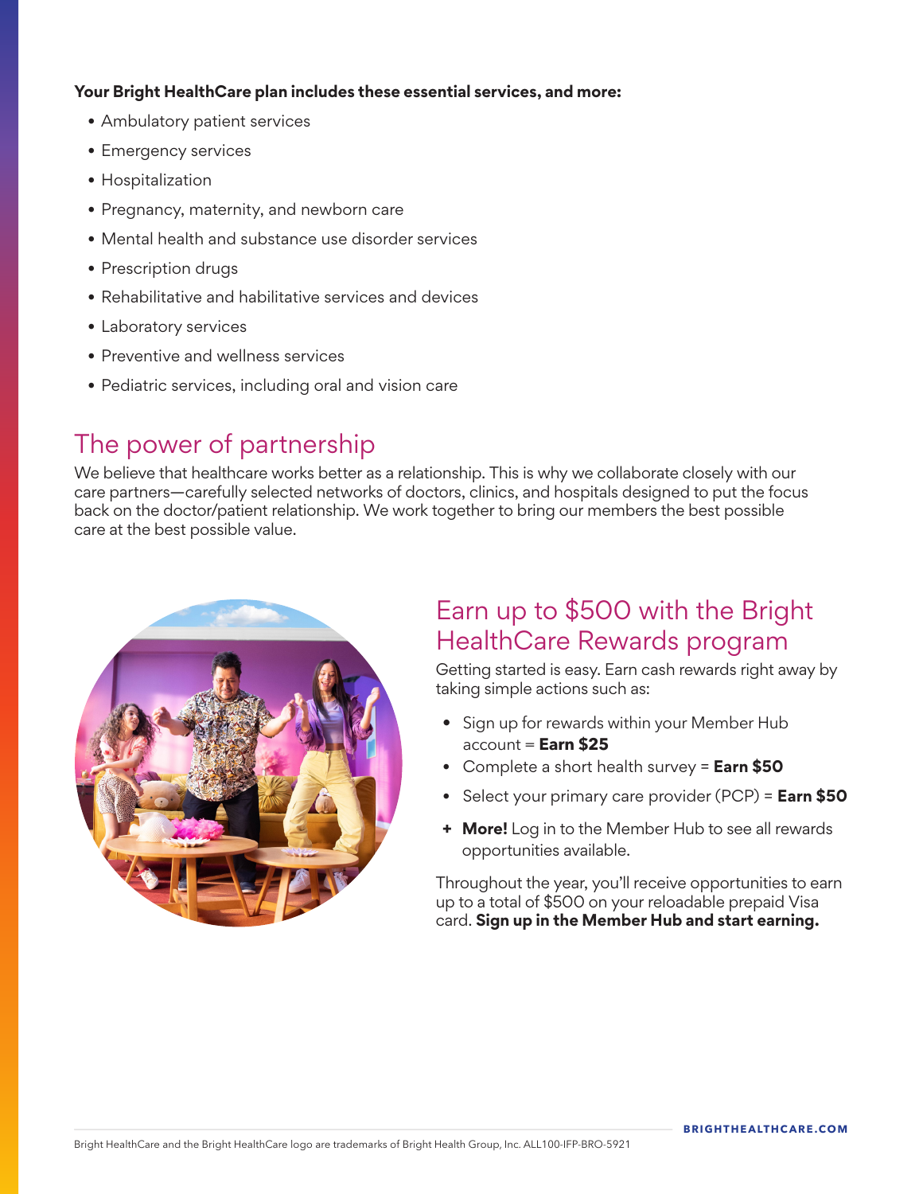**Your Bright HealthCare plan includes these essential services, and more:**

- Ambulatory patient services
- Emergency services
- Hospitalization
- Pregnancy, maternity, and newborn care
- Mental health and substance use disorder services
- Prescription drugs
- Rehabilitative and habilitative services and devices
- Laboratory services
- Preventive and wellness services
- Pediatric services, including oral and vision care

## The power of partnership

We believe that healthcare works better as a relationship. This is why we collaborate closely with our care partners—carefully selected networks of doctors, clinics, and hospitals designed to put the focus back on the doctor/patient relationship. We work together to bring our members the best possible care at the best possible value.

## Earn up to $500 with the Bright HealthCare Rewards program

Getting started is easy. Earn cash rewards right away by taking simple actions such as:

- Sign up for rewards within your Member Hub account = **Earn $25**
- Complete a short health survey = **Earn $50**
- Select your primary care provider (PCP) = **Earn $50**
- + **More!** Log in to the Member Hub to see all rewards opportunities available.

Throughout the year, you'll receive opportunities to earn up to a total of $500 on your reloadable prepaid Visa card. **Sign up in the Member Hub and start earning.**

BRIGHTHEALTHCARE.COM

Bright HealthCare and the Bright HealthCare logo are trademarks of Bright Health Group, Inc. ALL100-IFP-BRO-5921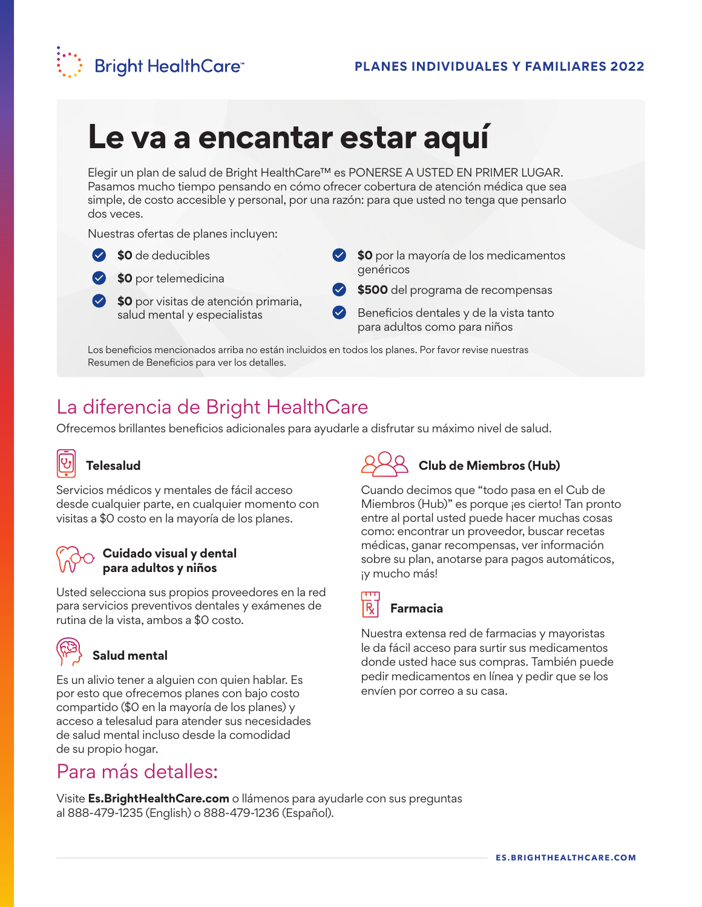Bright HealthCare™

**PLANES INDIVIDUALES Y FAMILIARES 2022**

# Le va a encantar estar aquí

Elegir un plan de salud de Bright HealthCare™ es PONERSE A USTED EN PRIMER LUGAR. Pasamos mucho tiempo pensando en cómo ofrecer cobertura de atención médica que sea simple, de costo accesible y personal, por una razón: para que usted no tenga que pensarlo dos veces.

Nuestras ofertas de planes incluyen:

- **$0** de deducibles
- **$0** por telemedicina
- **$0** por visitas de atención primaria, salud mental y especialistas
- **$0** por la mayoría de los medicamentos genéricos
- **$500** del programa de recompensas
- Beneficios dentales y de la vista tanto para adultos como para niños

Los beneficios mencionados arriba no están incluidos en todos los planes. Por favor revise nuestras Resumen de Beneficios para ver los detalles.

## La diferencia de Bright HealthCare

Ofrecemos brillantes beneficios adicionales para ayudarle a disfrutar su máximo nivel de salud.

### Telesalud

Servicios médicos y mentales de fácil acceso desde cualquier parte, en cualquier momento con visitas a $0 costo en la mayoría de los planes.

### Cuidado visual y dental para adultos y niños

Usted selecciona sus propios proveedores en la red para servicios preventivos dentales y exámenes de rutina de la vista, ambos a $0 costo.

### Salud mental

Es un alivio tener a alguien con quien hablar. Es por esto que ofrecemos planes con bajo costo compartido ($0 en la mayoría de los planes) y acceso a telesalud para atender sus necesidades de salud mental incluso desde la comodidad de su propio hogar.

### Club de Miembros (Hub)

Cuando decimos que "todo pasa en el Cub de Miembros (Hub)" es porque ¡es cierto! Tan pronto entre al portal usted puede hacer muchas cosas como: encontrar un proveedor, buscar recetas médicas, ganar recompensas, ver información sobre su plan, anotarse para pagos automáticos, ¡y mucho más!

### Farmacia

Nuestra extensa red de farmacias y mayoristas le da fácil acceso para surtir sus medicamentos donde usted hace sus compras. También puede pedir medicamentos en línea y pedir que se los envíen por correo a su casa.

## Para más detalles:

Visite **Es.BrightHealthCare.com** o llámenos para ayudarle con sus preguntas al 888-479-1235 (English) o 888-479-1236 (Español).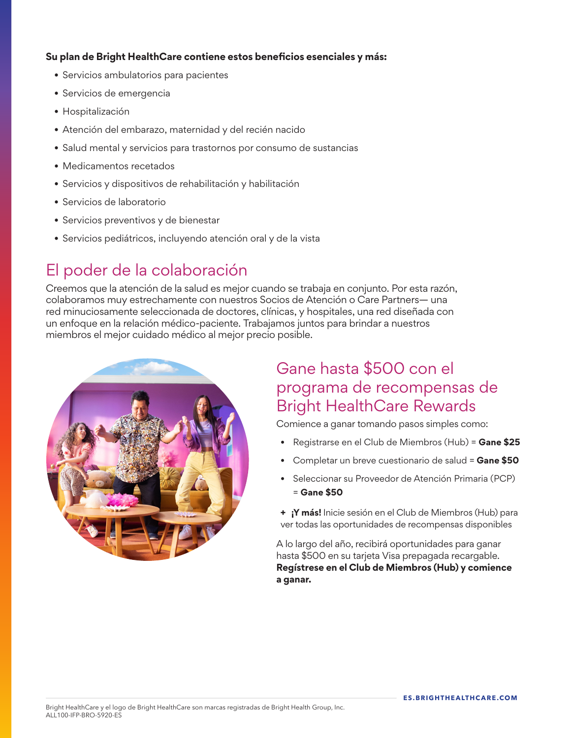**Su plan de Bright HealthCare contiene estos beneficios esenciales y más:**

- Servicios ambulatorios para pacientes
- Servicios de emergencia
- Hospitalización
- Atención del embarazo, maternidad y del recién nacido
- Salud mental y servicios para trastornos por consumo de sustancias
- Medicamentos recetados
- Servicios y dispositivos de rehabilitación y habilitación
- Servicios de laboratorio
- Servicios preventivos y de bienestar
- Servicios pediátricos, incluyendo atención oral y de la vista

## El poder de la colaboración

Creemos que la atención de la salud es mejor cuando se trabaja en conjunto. Por esta razón, colaboramos muy estrechamente con nuestros Socios de Atención o Care Partners— una red minuciosamente seleccionada de doctores, clínicas, y hospitales, una red diseñada con un enfoque en la relación médico-paciente. Trabajamos juntos para brindar a nuestros miembros el mejor cuidado médico al mejor precio posible.

## Gane hasta $500 con el programa de recompensas de Bright HealthCare Rewards

Comience a ganar tomando pasos simples como:

- Registrarse en el Club de Miembros (Hub) = **Gane $25**
- Completar un breve cuestionario de salud = **Gane $50**
- Seleccionar su Proveedor de Atención Primaria (PCP) = **Gane $50**

\+ **¡Y más!** Inicie sesión en el Club de Miembros (Hub) para ver todas las oportunidades de recompensas disponibles

A lo largo del año, recibirá oportunidades para ganar hasta $500 en su tarjeta Visa prepagada recargable. **Regístrese en el Club de Miembros (Hub) y comience a ganar.**

**ES.BRIGHTHEALTHCARE.COM**

Bright HealthCare y el logo de Bright HealthCare son marcas registradas de Bright Health Group, Inc.
ALL100-IFP-BRO-5920-ES